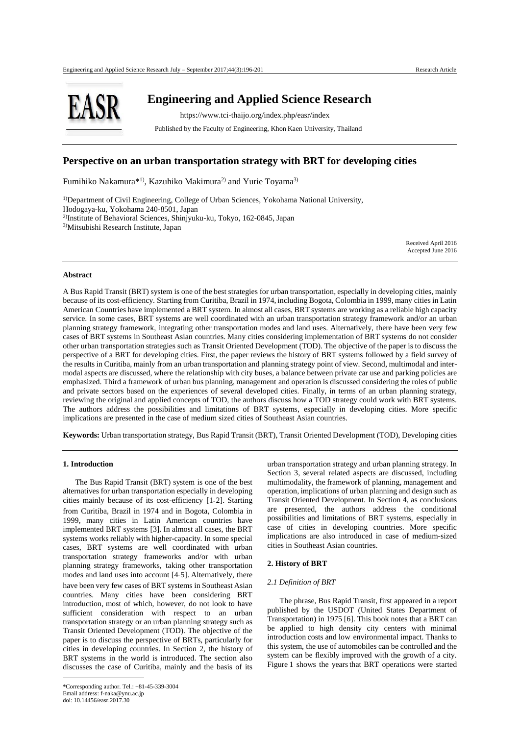# Engineering and Applied Science Research

https://www.tci-thaijo.org/index.php/easr/index

Published by the Faculty of Engineering, Khon Kaen University, Thailand

## Perspective on an urban transportation strategy with BRT for developing cities

Fumihiko Nakamura*[1)], Kazuhiko Makimura[2)] and Yurie Toyama[3)]

[1)]Department of Civil Engineering, College of Urban Sciences, Yokohama National University, Hodogaya-ku, Yokohama 240-8501, Japan
[2)]Institute of Behavioral Sciences, Shinjyuku-ku, Tokyo, 162-0845, Japan
[3)]Mitsubishi Research Institute, Japan

Received April 2016
Accepted June 2016

### Abstract

A Bus Rapid Transit (BRT) system is one of the best strategies for urban transportation, especially in developing cities, mainly because of its cost-efficiency. Starting from Curitiba, Brazil in 1974, including Bogota, Colombia in 1999, many cities in Latin American Countries have implemented a BRT system. In almost all cases, BRT systems are working as a reliable high capacity service. In some cases, BRT systems are well coordinated with an urban transportation strategy framework and/or an urban planning strategy framework, integrating other transportation modes and land uses. Alternatively, there have been very few cases of BRT systems in Southeast Asian countries. Many cities considering implementation of BRT systems do not consider other urban transportation strategies such as Transit Oriented Development (TOD). The objective of the paper is to discuss the perspective of a BRT for developing cities. First, the paper reviews the history of BRT systems followed by a field survey of the results in Curitiba, mainly from an urban transportation and planning strategy point of view. Second, multimodal and inter-modal aspects are discussed, where the relationship with city buses, a balance between private car use and parking policies are emphasized. Third a framework of urban bus planning, management and operation is discussed considering the roles of public and private sectors based on the experiences of several developed cities. Finally, in terms of an urban planning strategy, reviewing the original and applied concepts of TOD, the authors discuss how a TOD strategy could work with BRT systems. The authors address the possibilities and limitations of BRT systems, especially in developing cities. More specific implications are presented in the case of medium sized cities of Southeast Asian countries.

**Keywords:** Urban transportation strategy, Bus Rapid Transit (BRT), Transit Oriented Development (TOD), Developing cities

### 1. Introduction

The Bus Rapid Transit (BRT) system is one of the best alternatives for urban transportation especially in developing cities mainly because of its cost-efficiency [1-2]. Starting from Curitiba, Brazil in 1974 and in Bogota, Colombia in 1999, many cities in Latin American countries have implemented BRT systems [3]. In almost all cases, the BRT systems works reliably with higher-capacity. In some special cases, BRT systems are well coordinated with urban transportation strategy frameworks and/or with urban planning strategy frameworks, taking other transportation modes and land uses into account [4-5]. Alternatively, there have been very few cases of BRT systems in Southeast Asian countries. Many cities have been considering BRT introduction, most of which, however, do not look to have sufficient consideration with respect to an urban transportation strategy or an urban planning strategy such as Transit Oriented Development (TOD). The objective of the paper is to discuss the perspective of BRTs, particularly for cities in developing countries. In Section 2, the history of BRT systems in the world is introduced. The section also discusses the case of Curitiba, mainly and the basis of its urban transportation strategy and urban planning strategy. In Section 3, several related aspects are discussed, including multimodality, the framework of planning, management and operation, implications of urban planning and design such as Transit Oriented Development. In Section 4, as conclusions are presented, the authors address the conditional possibilities and limitations of BRT systems, especially in case of cities in developing countries. More specific implications are also introduced in case of medium-sized cities in Southeast Asian countries.

### 2. History of BRT

#### *2.1 Definition of BRT*

The phrase, Bus Rapid Transit, first appeared in a report published by the USDOT (United States Department of Transportation) in 1975 [6]. This book notes that a BRT can be applied to high density city centers with minimal introduction costs and low environmental impact. Thanks to this system, the use of automobiles can be controlled and the system can be flexibly improved with the growth of a city. Figure 1 shows the years that BRT operations were started

*Corresponding author. Tel.: +81-45-339-3004
Email address: f-naka@ynu.ac.jp
doi: 10.14456/easr.2017.30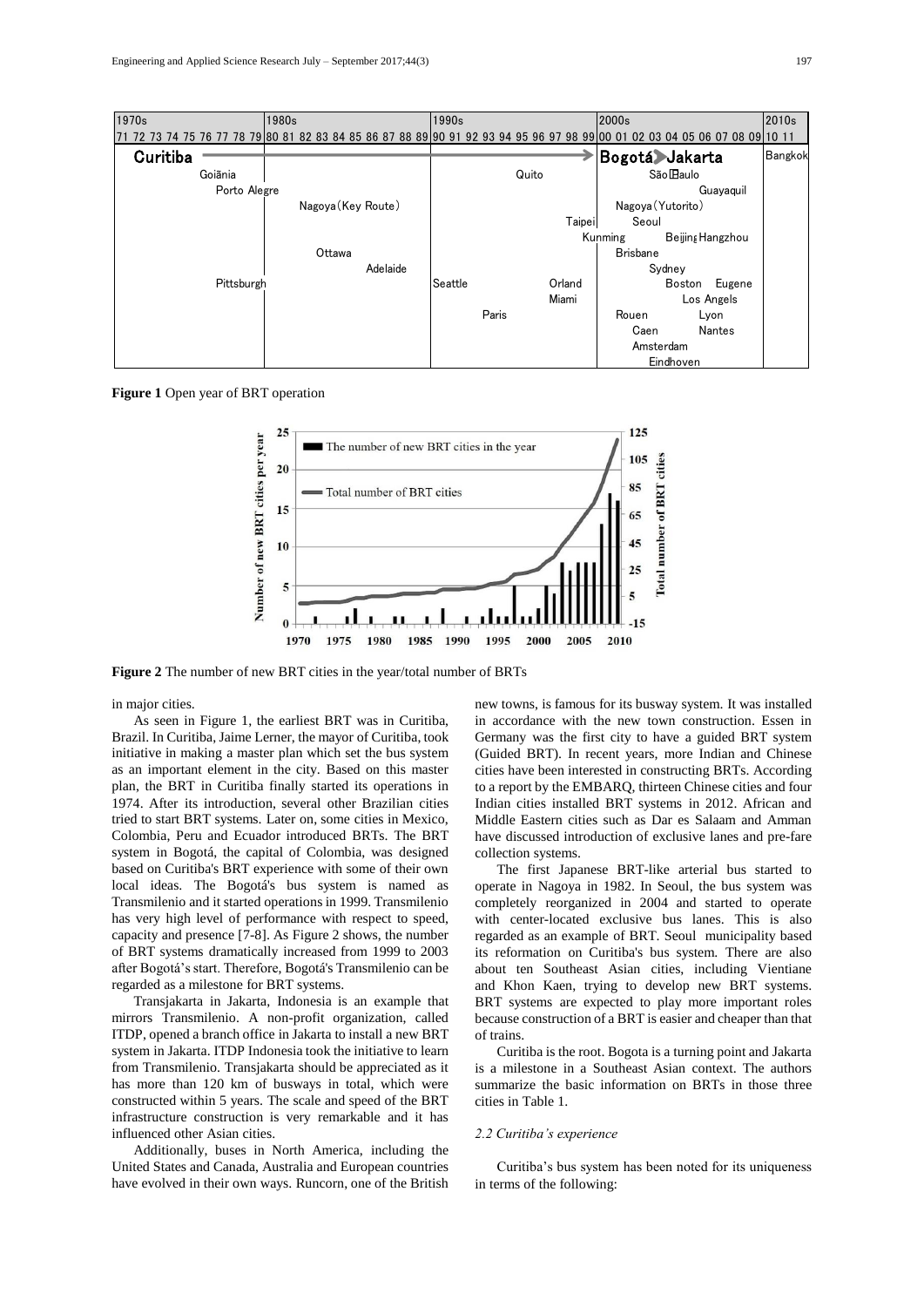| 1970s | 1980s | 1990s | 2000s | 2010s |
|---|---|---|---|---|
| 71 72 73 74 75 76 77 78 79 | 80 81 82 83 84 85 86 87 88 89 | 90 91 92 93 94 95 96 97 98 99 | 00 01 02 03 04 05 06 07 08 09 | 10 11 |
| **Curitiba** → | → | → | **Bogotá** ➤ **Jakarta** | Bangkok |
| Goiânia | | Quito | São Paulo | |
| Porto Alegre | | | Guayaquil | |
| | Nagoya (Key Route) | | Nagoya (Yutorito) | |
| | | Taipei | Seoul | |
| | | | Kunming Beijing Hangzhou | |
| | Ottawa | | Brisbane | |
| | Adelaide | | Sydney | |
| Pittsburgh | | Seattle Orland | Boston Eugene | |
| | | Miami | Los Angels | |
| | | Paris | Rouen Lyon | |
| | | | Caen Nantes | |
| | | | Amsterdam | |
| | | | Eindhoven | |

**Figure 1** Open year of BRT operation

**Figure 2** The number of new BRT cities in the year/total number of BRTs

in major cities.

As seen in Figure 1, the earliest BRT was in Curitiba, Brazil. In Curitiba, Jaime Lerner, the mayor of Curitiba, took initiative in making a master plan which set the bus system as an important element in the city. Based on this master plan, the BRT in Curitiba finally started its operations in 1974. After its introduction, several other Brazilian cities tried to start BRT systems. Later on, some cities in Mexico, Colombia, Peru and Ecuador introduced BRTs. The BRT system in Bogotá, the capital of Colombia, was designed based on Curitiba's BRT experience with some of their own local ideas. The Bogotá's bus system is named as Transmilenio and it started operations in 1999. Transmilenio has very high level of performance with respect to speed, capacity and presence [7-8]. As Figure 2 shows, the number of BRT systems dramatically increased from 1999 to 2003 after Bogotá's start. Therefore, Bogotá's Transmilenio can be regarded as a milestone for BRT systems.

Transjakarta in Jakarta, Indonesia is an example that mirrors Transmilenio. A non-profit organization, called ITDP, opened a branch office in Jakarta to install a new BRT system in Jakarta. ITDP Indonesia took the initiative to learn from Transmilenio. Transjakarta should be appreciated as it has more than 120 km of busways in total, which were constructed within 5 years. The scale and speed of the BRT infrastructure construction is very remarkable and it has influenced other Asian cities.

Additionally, buses in North America, including the United States and Canada, Australia and European countries have evolved in their own ways. Runcorn, one of the British new towns, is famous for its busway system. It was installed in accordance with the new town construction. Essen in Germany was the first city to have a guided BRT system (Guided BRT). In recent years, more Indian and Chinese cities have been interested in constructing BRTs. According to a report by the EMBARQ, thirteen Chinese cities and four Indian cities installed BRT systems in 2012. African and Middle Eastern cities such as Dar es Salaam and Amman have discussed introduction of exclusive lanes and pre-fare collection systems.

The first Japanese BRT-like arterial bus started to operate in Nagoya in 1982. In Seoul, the bus system was completely reorganized in 2004 and started to operate with center-located exclusive bus lanes. This is also regarded as an example of BRT. Seoul municipality based its reformation on Curitiba's bus system. There are also about ten Southeast Asian cities, including Vientiane and Khon Kaen, trying to develop new BRT systems. BRT systems are expected to play more important roles because construction of a BRT is easier and cheaper than that of trains.

Curitiba is the root. Bogota is a turning point and Jakarta is a milestone in a Southeast Asian context. The authors summarize the basic information on BRTs in those three cities in Table 1.

### *2.2 Curitiba's experience*

Curitiba's bus system has been noted for its uniqueness in terms of the following: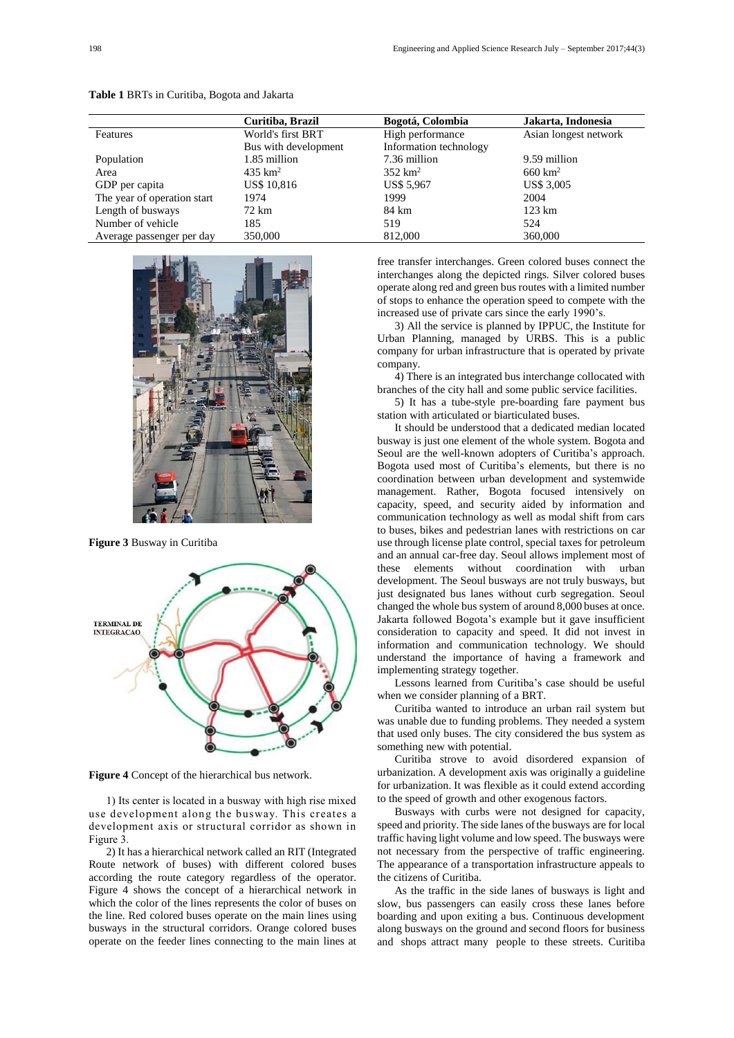**Table 1** BRTs in Curitiba, Bogota and Jakarta

| | Curitiba, Brazil | Bogotá, Colombia | Jakarta, Indonesia |
|---|---|---|---|
| Features | World's first BRT<br>Bus with development | High performance<br>Information technology | Asian longest network |
| Population | 1.85 million | 7.36 million | 9.59 million |
| Area | 435 km$^2$ | 352 km$^2$ | 660 km$^2$ |
| GDP per capita | US$ 10,816 | US$ 5,967 | US$ 3,005 |
| The year of operation start | 1974 | 1999 | 2004 |
| Length of busways | 72 km | 84 km | 123 km |
| Number of vehicle | 185 | 519 | 524 |
| Average passenger per day | 350,000 | 812,000 | 360,000 |

**Figure 3** Busway in Curitiba

TERMINAL DE INTEGRACAO

**Figure 4** Concept of the hierarchical bus network.

1) Its center is located in a busway with high rise mixed use development along the busway. This creates a development axis or structural corridor as shown in Figure 3.

2) It has a hierarchical network called an RIT (Integrated Route network of buses) with different colored buses according the route category regardless of the operator. Figure 4 shows the concept of a hierarchical network in which the color of the lines represents the color of buses on the line. Red colored buses operate on the main lines using busways in the structural corridors. Orange colored buses operate on the feeder lines connecting to the main lines at free transfer interchanges. Green colored buses connect the interchanges along the depicted rings. Silver colored buses operate along red and green bus routes with a limited number of stops to enhance the operation speed to compete with the increased use of private cars since the early 1990's.

3) All the service is planned by IPPUC, the Institute for Urban Planning, managed by URBS. This is a public company for urban infrastructure that is operated by private company.

4) There is an integrated bus interchange collocated with branches of the city hall and some public service facilities.

5) It has a tube-style pre-boarding fare payment bus station with articulated or biarticulated buses.

It should be understood that a dedicated median located busway is just one element of the whole system. Bogota and Seoul are the well-known adopters of Curitiba's approach. Bogota used most of Curitiba's elements, but there is no coordination between urban development and systemwide management. Rather, Bogota focused intensively on capacity, speed, and security aided by information and communication technology as well as modal shift from cars to buses, bikes and pedestrian lanes with restrictions on car use through license plate control, special taxes for petroleum and an annual car-free day. Seoul allows implement most of these elements without coordination with urban development. The Seoul busways are not truly busways, but just designated bus lanes without curb segregation. Seoul changed the whole bus system of around 8,000 buses at once. Jakarta followed Bogota's example but it gave insufficient consideration to capacity and speed. It did not invest in information and communication technology. We should understand the importance of having a framework and implementing strategy together.

Lessons learned from Curitiba's case should be useful when we consider planning of a BRT.

Curitiba wanted to introduce an urban rail system but was unable due to funding problems. They needed a system that used only buses. The city considered the bus system as something new with potential.

Curitiba strove to avoid disordered expansion of urbanization. A development axis was originally a guideline for urbanization. It was flexible as it could extend according to the speed of growth and other exogenous factors.

Busways with curbs were not designed for capacity, speed and priority. The side lanes of the busways are for local traffic having light volume and low speed. The busways were not necessary from the perspective of traffic engineering. The appearance of a transportation infrastructure appeals to the citizens of Curitiba.

As the traffic in the side lanes of busways is light and slow, bus passengers can easily cross these lanes before boarding and upon exiting a bus. Continuous development along busways on the ground and second floors for business and shops attract many people to these streets. Curitiba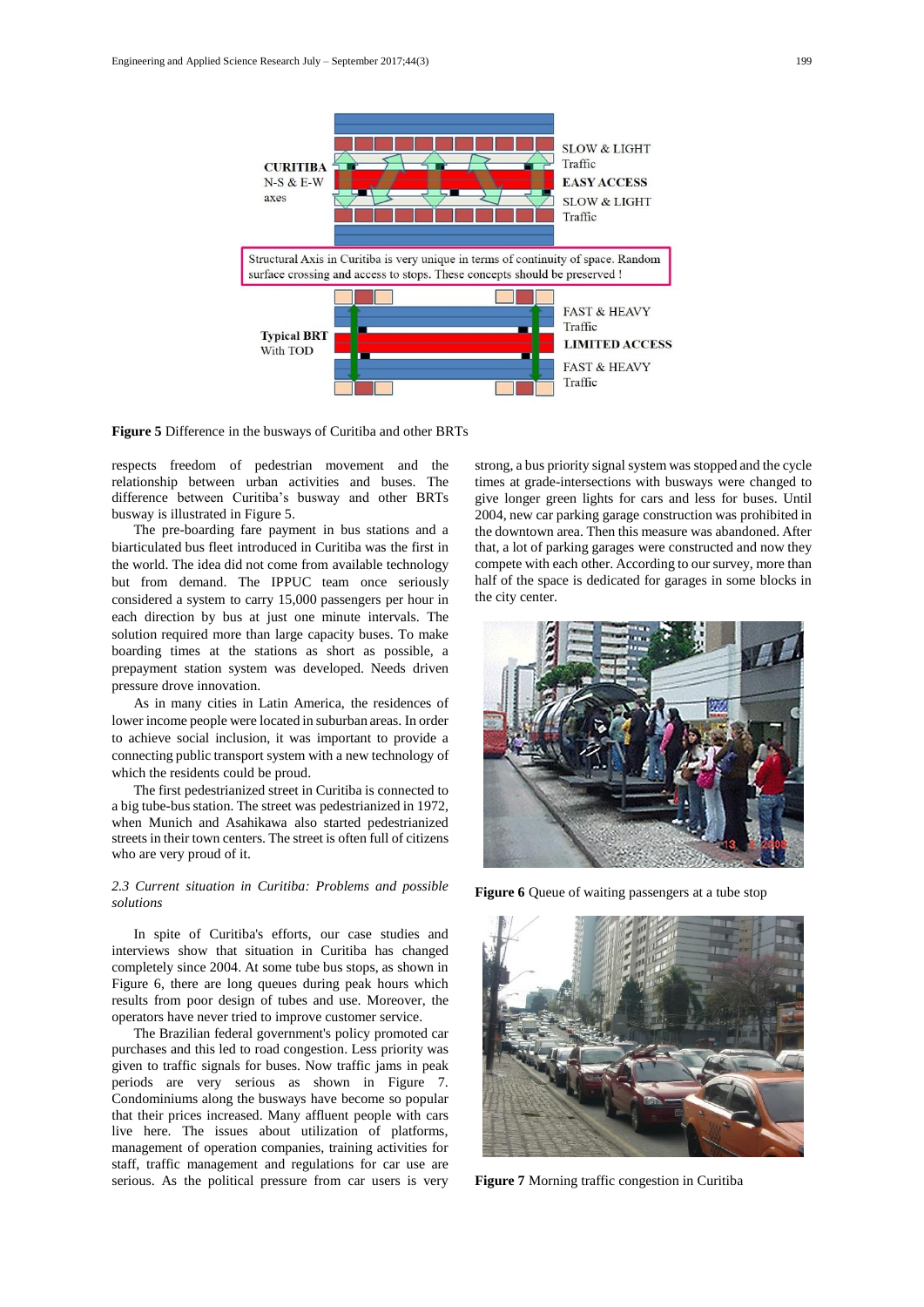**Figure 5** Difference in the busways of Curitiba and other BRTs

respects freedom of pedestrian movement and the relationship between urban activities and buses. The difference between Curitiba's busway and other BRTs busway is illustrated in Figure 5.

The pre-boarding fare payment in bus stations and a biarticulated bus fleet introduced in Curitiba was the first in the world. The idea did not come from available technology but from demand. The IPPUC team once seriously considered a system to carry 15,000 passengers per hour in each direction by bus at just one minute intervals. The solution required more than large capacity buses. To make boarding times at the stations as short as possible, a prepayment station system was developed. Needs driven pressure drove innovation.

As in many cities in Latin America, the residences of lower income people were located in suburban areas. In order to achieve social inclusion, it was important to provide a connecting public transport system with a new technology of which the residents could be proud.

The first pedestrianized street in Curitiba is connected to a big tube-bus station. The street was pedestrianized in 1972, when Munich and Asahikawa also started pedestrianized streets in their town centers. The street is often full of citizens who are very proud of it.

### *2.3 Current situation in Curitiba: Problems and possible solutions*

In spite of Curitiba's efforts, our case studies and interviews show that situation in Curitiba has changed completely since 2004. At some tube bus stops, as shown in Figure 6, there are long queues during peak hours which results from poor design of tubes and use. Moreover, the operators have never tried to improve customer service.

The Brazilian federal government's policy promoted car purchases and this led to road congestion. Less priority was given to traffic signals for buses. Now traffic jams in peak periods are very serious as shown in Figure 7. Condominiums along the busways have become so popular that their prices increased. Many affluent people with cars live here. The issues about utilization of platforms, management of operation companies, training activities for staff, traffic management and regulations for car use are serious. As the political pressure from car users is very strong, a bus priority signal system was stopped and the cycle times at grade-intersections with busways were changed to give longer green lights for cars and less for buses. Until 2004, new car parking garage construction was prohibited in the downtown area. Then this measure was abandoned. After that, a lot of parking garages were constructed and now they compete with each other. According to our survey, more than half of the space is dedicated for garages in some blocks in the city center.

**Figure 6** Queue of waiting passengers at a tube stop

**Figure 7** Morning traffic congestion in Curitiba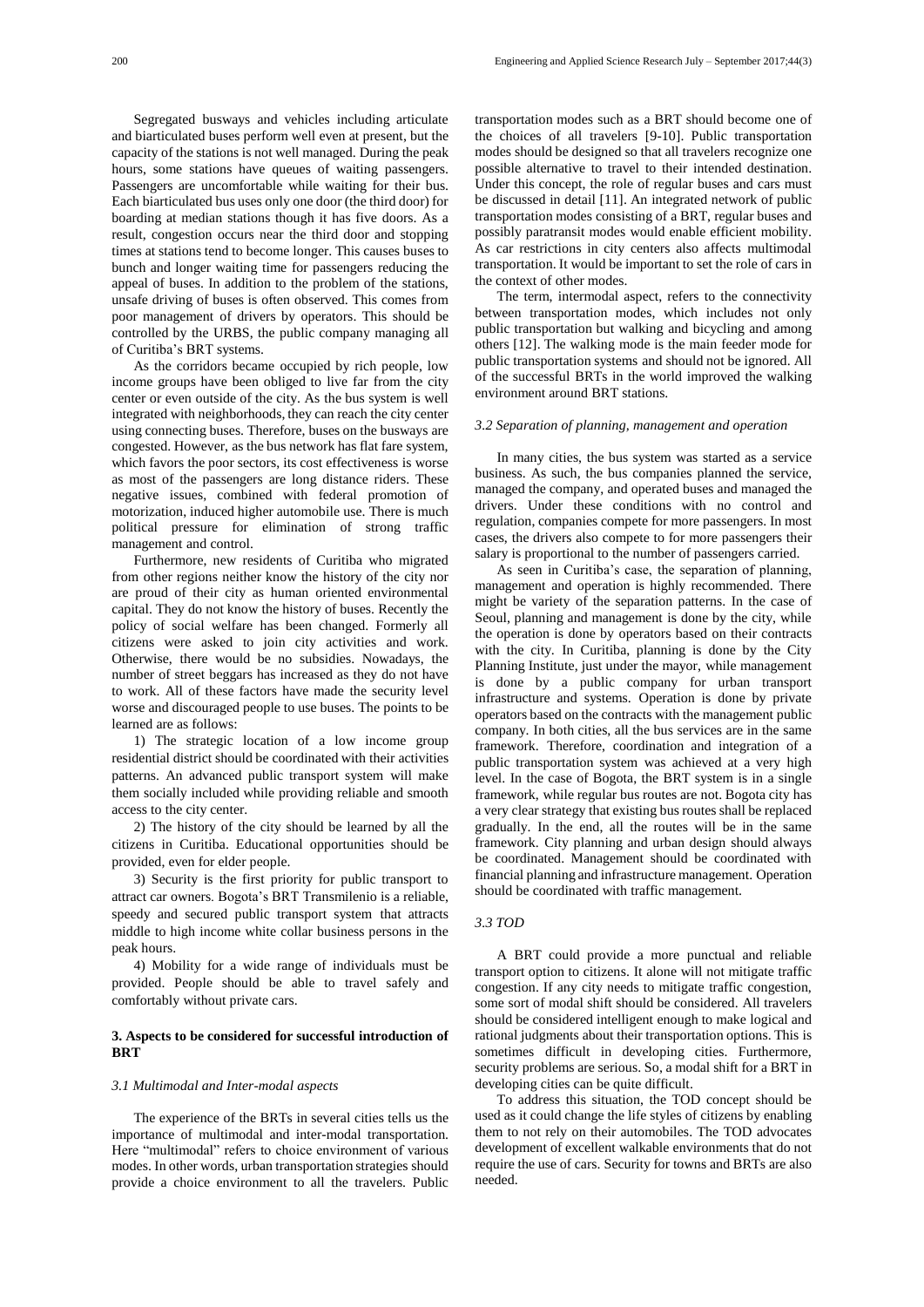Segregated busways and vehicles including articulate and biarticulated buses perform well even at present, but the capacity of the stations is not well managed. During the peak hours, some stations have queues of waiting passengers. Passengers are uncomfortable while waiting for their bus. Each biarticulated bus uses only one door (the third door) for boarding at median stations though it has five doors. As a result, congestion occurs near the third door and stopping times at stations tend to become longer. This causes buses to bunch and longer waiting time for passengers reducing the appeal of buses. In addition to the problem of the stations, unsafe driving of buses is often observed. This comes from poor management of drivers by operators. This should be controlled by the URBS, the public company managing all of Curitiba's BRT systems.

As the corridors became occupied by rich people, low income groups have been obliged to live far from the city center or even outside of the city. As the bus system is well integrated with neighborhoods, they can reach the city center using connecting buses. Therefore, buses on the busways are congested. However, as the bus network has flat fare system, which favors the poor sectors, its cost effectiveness is worse as most of the passengers are long distance riders. These negative issues, combined with federal promotion of motorization, induced higher automobile use. There is much political pressure for elimination of strong traffic management and control.

Furthermore, new residents of Curitiba who migrated from other regions neither know the history of the city nor are proud of their city as human oriented environmental capital. They do not know the history of buses. Recently the policy of social welfare has been changed. Formerly all citizens were asked to join city activities and work. Otherwise, there would be no subsidies. Nowadays, the number of street beggars has increased as they do not have to work. All of these factors have made the security level worse and discouraged people to use buses. The points to be learned are as follows:

1) The strategic location of a low income group residential district should be coordinated with their activities patterns. An advanced public transport system will make them socially included while providing reliable and smooth access to the city center.

2) The history of the city should be learned by all the citizens in Curitiba. Educational opportunities should be provided, even for elder people.

3) Security is the first priority for public transport to attract car owners. Bogota's BRT Transmilenio is a reliable, speedy and secured public transport system that attracts middle to high income white collar business persons in the peak hours.

4) Mobility for a wide range of individuals must be provided. People should be able to travel safely and comfortably without private cars.

## 3. Aspects to be considered for successful introduction of BRT

### *3.1 Multimodal and Inter-modal aspects*

The experience of the BRTs in several cities tells us the importance of multimodal and inter-modal transportation. Here "multimodal" refers to choice environment of various modes. In other words, urban transportation strategies should provide a choice environment to all the travelers. Public transportation modes such as a BRT should become one of the choices of all travelers [9-10]. Public transportation modes should be designed so that all travelers recognize one possible alternative to travel to their intended destination. Under this concept, the role of regular buses and cars must be discussed in detail [11]. An integrated network of public transportation modes consisting of a BRT, regular buses and possibly paratransit modes would enable efficient mobility. As car restrictions in city centers also affects multimodal transportation. It would be important to set the role of cars in the context of other modes.

The term, intermodal aspect, refers to the connectivity between transportation modes, which includes not only public transportation but walking and bicycling and among others [12]. The walking mode is the main feeder mode for public transportation systems and should not be ignored. All of the successful BRTs in the world improved the walking environment around BRT stations.

### *3.2 Separation of planning, management and operation*

In many cities, the bus system was started as a service business. As such, the bus companies planned the service, managed the company, and operated buses and managed the drivers. Under these conditions with no control and regulation, companies compete for more passengers. In most cases, the drivers also compete to for more passengers their salary is proportional to the number of passengers carried.

As seen in Curitiba's case, the separation of planning, management and operation is highly recommended. There might be variety of the separation patterns. In the case of Seoul, planning and management is done by the city, while the operation is done by operators based on their contracts with the city. In Curitiba, planning is done by the City Planning Institute, just under the mayor, while management is done by a public company for urban transport infrastructure and systems. Operation is done by private operators based on the contracts with the management public company. In both cities, all the bus services are in the same framework. Therefore, coordination and integration of a public transportation system was achieved at a very high level. In the case of Bogota, the BRT system is in a single framework, while regular bus routes are not. Bogota city has a very clear strategy that existing bus routes shall be replaced gradually. In the end, all the routes will be in the same framework. City planning and urban design should always be coordinated. Management should be coordinated with financial planning and infrastructure management. Operation should be coordinated with traffic management.

### *3.3 TOD*

A BRT could provide a more punctual and reliable transport option to citizens. It alone will not mitigate traffic congestion. If any city needs to mitigate traffic congestion, some sort of modal shift should be considered. All travelers should be considered intelligent enough to make logical and rational judgments about their transportation options. This is sometimes difficult in developing cities. Furthermore, security problems are serious. So, a modal shift for a BRT in developing cities can be quite difficult.

To address this situation, the TOD concept should be used as it could change the life styles of citizens by enabling them to not rely on their automobiles. The TOD advocates development of excellent walkable environments that do not require the use of cars. Security for towns and BRTs are also needed.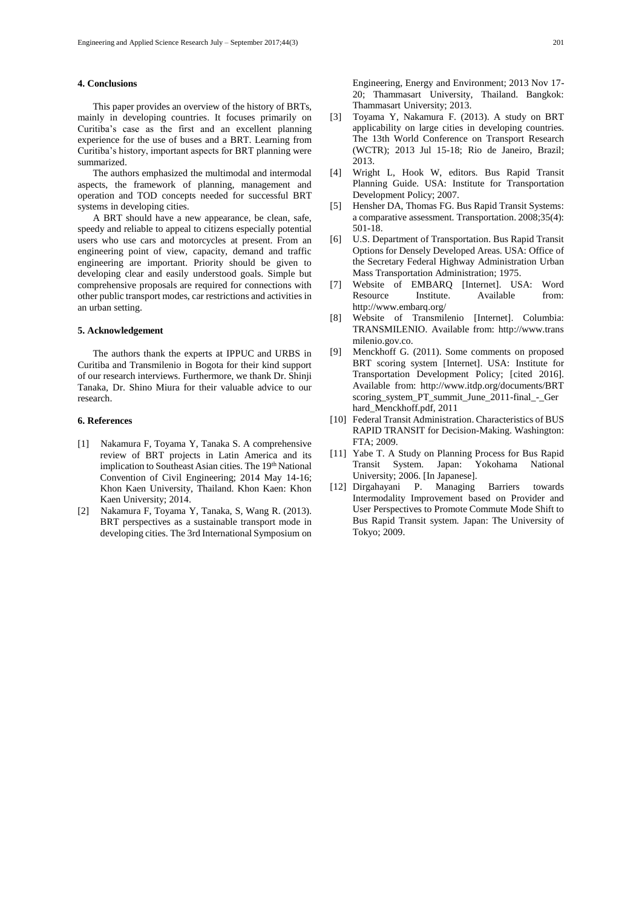## 4. Conclusions

This paper provides an overview of the history of BRTs, mainly in developing countries. It focuses primarily on Curitiba's case as the first and an excellent planning experience for the use of buses and a BRT. Learning from Curitiba's history, important aspects for BRT planning were summarized.

The authors emphasized the multimodal and intermodal aspects, the framework of planning, management and operation and TOD concepts needed for successful BRT systems in developing cities.

A BRT should have a new appearance, be clean, safe, speedy and reliable to appeal to citizens especially potential users who use cars and motorcycles at present. From an engineering point of view, capacity, demand and traffic engineering are important. Priority should be given to developing clear and easily understood goals. Simple but comprehensive proposals are required for connections with other public transport modes, car restrictions and activities in an urban setting.

## 5. Acknowledgement

The authors thank the experts at IPPUC and URBS in Curitiba and Transmilenio in Bogota for their kind support of our research interviews. Furthermore, we thank Dr. Shinji Tanaka, Dr. Shino Miura for their valuable advice to our research.

## 6. References

[1] Nakamura F, Toyama Y, Tanaka S. A comprehensive review of BRT projects in Latin America and its implication to Southeast Asian cities. The 19th National Convention of Civil Engineering; 2014 May 14-16; Khon Kaen University, Thailand. Khon Kaen: Khon Kaen University; 2014.

[2] Nakamura F, Toyama Y, Tanaka, S, Wang R. (2013). BRT perspectives as a sustainable transport mode in developing cities. The 3rd International Symposium on Engineering, Energy and Environment; 2013 Nov 17-20; Thammasart University, Thailand. Bangkok: Thammasart University; 2013.

[3] Toyama Y, Nakamura F. (2013). A study on BRT applicability on large cities in developing countries. The 13th World Conference on Transport Research (WCTR); 2013 Jul 15-18; Rio de Janeiro, Brazil; 2013.

[4] Wright L, Hook W, editors. Bus Rapid Transit Planning Guide. USA: Institute for Transportation Development Policy; 2007.

[5] Hensher DA, Thomas FG. Bus Rapid Transit Systems: a comparative assessment. Transportation. 2008;35(4): 501-18.

[6] U.S. Department of Transportation. Bus Rapid Transit Options for Densely Developed Areas. USA: Office of the Secretary Federal Highway Administration Urban Mass Transportation Administration; 1975.

[7] Website of EMBARQ [Internet]. USA: Word Resource Institute. Available from: http://www.embarq.org/

[8] Website of Transmilenio [Internet]. Columbia: TRANSMILENIO. Available from: http://www.transmilenio.gov.co.

[9] Menckhoff G. (2011). Some comments on proposed BRT scoring system [Internet]. USA: Institute for Transportation Development Policy; [cited 2016]. Available from: http://www.itdp.org/documents/BRT scoring_system_PT_summit_June_2011-final_-_Gerhard_Menckhoff.pdf, 2011

[10] Federal Transit Administration. Characteristics of BUS RAPID TRANSIT for Decision-Making. Washington: FTA; 2009.

[11] Yabe T. A Study on Planning Process for Bus Rapid Transit System. Japan: Yokohama National University; 2006. [In Japanese].

[12] Dirgahayani P. Managing Barriers towards Intermodality Improvement based on Provider and User Perspectives to Promote Commute Mode Shift to Bus Rapid Transit system. Japan: The University of Tokyo; 2009.